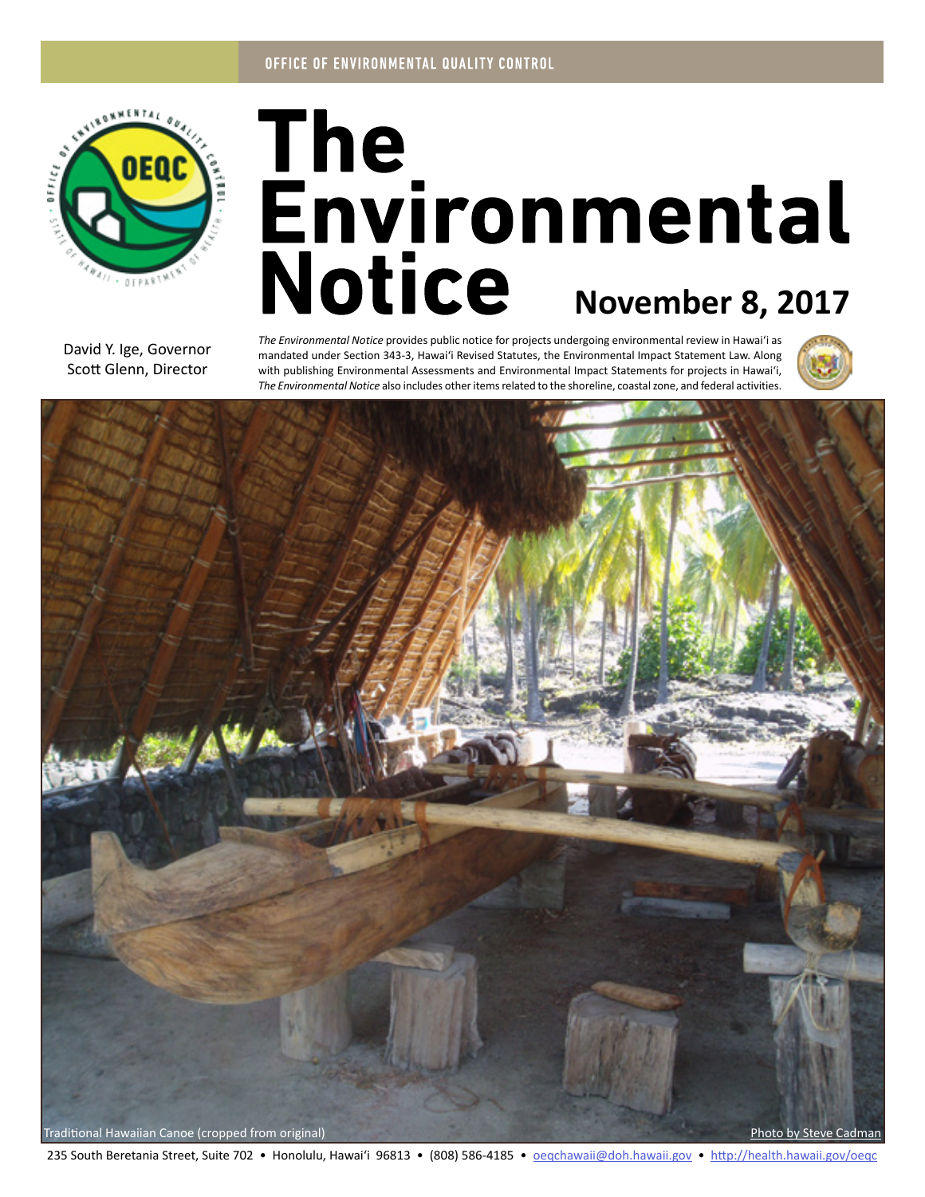OFFICE OF ENVIRONMENTAL QUALITY CONTROL

# The Environmental Notice

**November 8, 2017**

David Y. Ige, Governor
Scott Glenn, Director

*The Environmental Notice* provides public notice for projects undergoing environmental review in Hawaiʻi as mandated under Section 343-3, Hawaiʻi Revised Statutes, the Environmental Impact Statement Law. Along with publishing Environmental Assessments and Environmental Impact Statements for projects in Hawaiʻi, *The Environmental Notice* also includes other items related to the shoreline, coastal zone, and federal activities.

Traditional Hawaiian Canoe (cropped from original)

Photo by Steve Cadman

235 South Beretania Street, Suite 702 • Honolulu, Hawaiʻi 96813 • (808) 586-4185 • oeqchawaii@doh.hawaii.gov • http://health.hawaii.gov/oeqc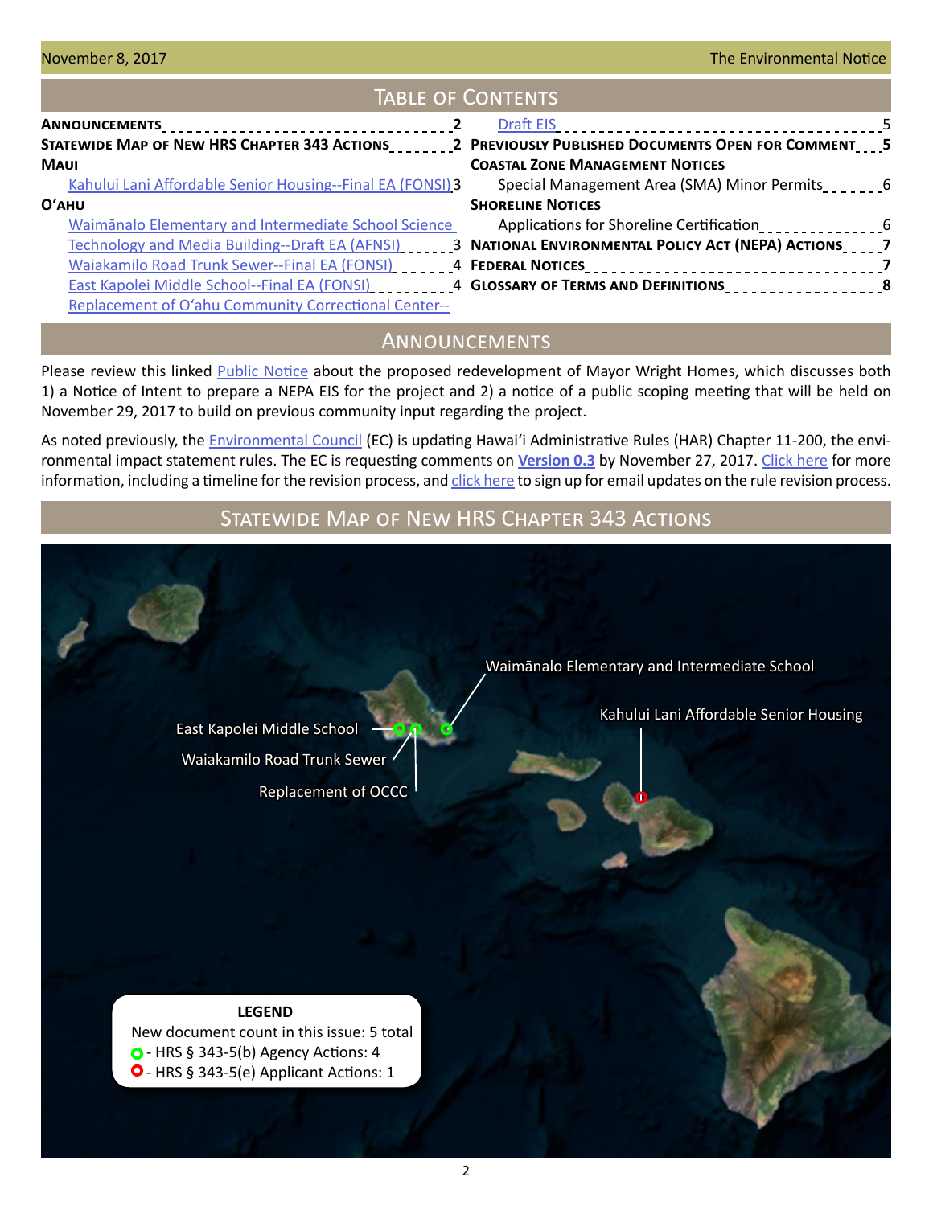## Table of Contents

- **Announcements** 2
- **Statewide Map of New HRS Chapter 343 Actions** 2
- **Maui**
  - Kahului Lani Affordable Senior Housing--Final EA (FONSI) 3
- **O'ahu**
  - Waimānalo Elementary and Intermediate School Science Technology and Media Building--Draft EA (AFNSI) 3
  - Waiakamilo Road Trunk Sewer--Final EA (FONSI) 4
  - East Kapolei Middle School--Final EA (FONSI) 4
  - Replacement of O'ahu Community Correctional Center--Draft EIS 5
- **Previously Published Documents Open for Comment** 5
- **Coastal Zone Management Notices**
  - Special Management Area (SMA) Minor Permits 6
- **Shoreline Notices**
  - Applications for Shoreline Certification 6
- **National Environmental Policy Act (NEPA) Actions** 7
- **Federal Notices** 7
- **Glossary of Terms and Definitions** 8

## Announcements

Please review this linked Public Notice about the proposed redevelopment of Mayor Wright Homes, which discusses both 1) a Notice of Intent to prepare a NEPA EIS for the project and 2) a notice of a public scoping meeting that will be held on November 29, 2017 to build on previous community input regarding the project.

As noted previously, the Environmental Council (EC) is updating Hawai'i Administrative Rules (HAR) Chapter 11-200, the environmental impact statement rules. The EC is requesting comments on **Version 0.3** by November 27, 2017. Click here for more information, including a timeline for the revision process, and click here to sign up for email updates on the rule revision process.

## Statewide Map of New HRS Chapter 343 Actions

Waimānalo Elementary and Intermediate School

Kahului Lani Affordable Senior Housing

East Kapolei Middle School

Waiakamilo Road Trunk Sewer

Replacement of OCCC

**LEGEND**

New document count in this issue: 5 total

- HRS § 343-5(b) Agency Actions: 4
- HRS § 343-5(e) Applicant Actions: 1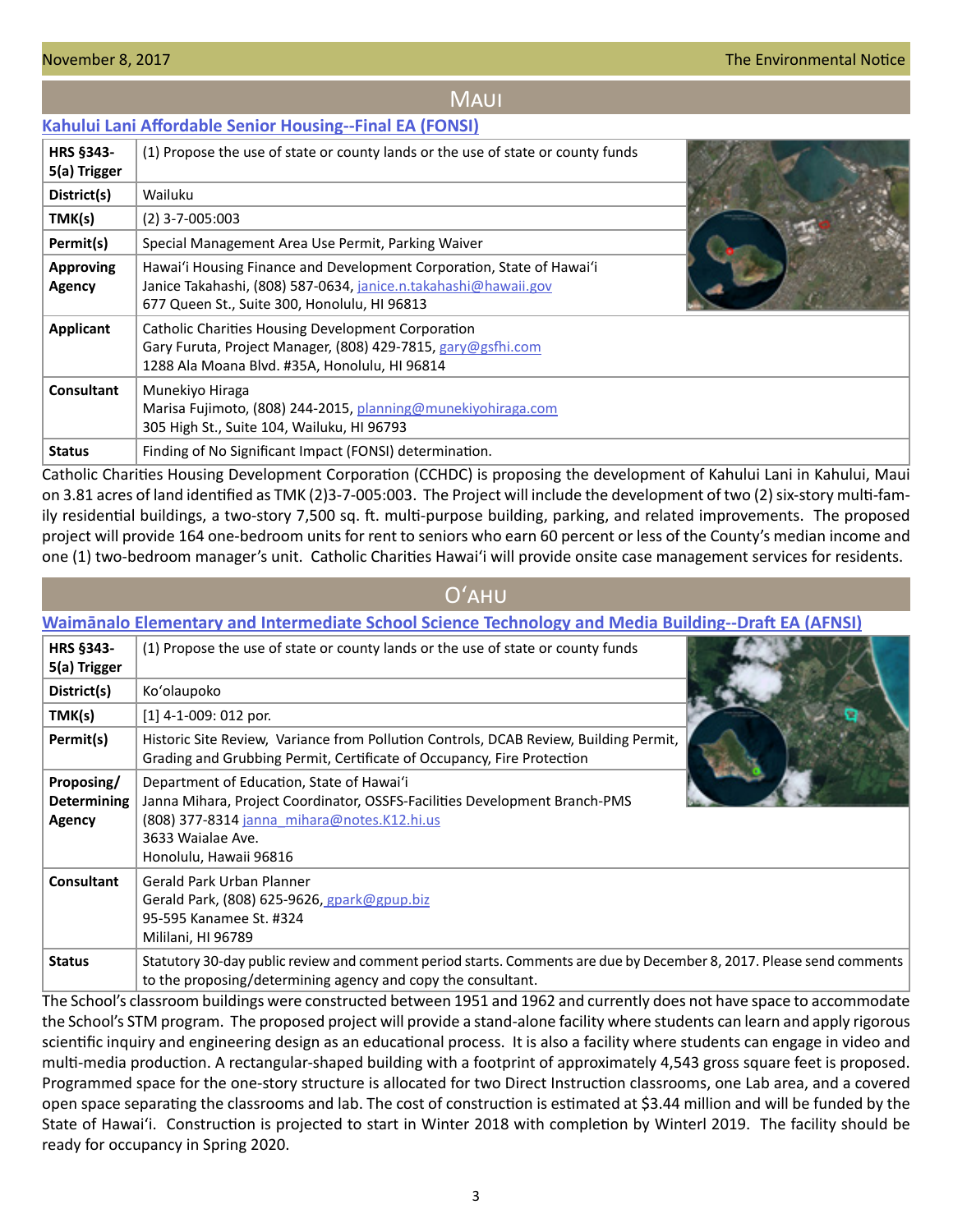## Maui

### Kahului Lani Affordable Senior Housing--Final EA (FONSI)

| | |
|---|---|
| **HRS §343-5(a) Trigger** | (1) Propose the use of state or county lands or the use of state or county funds |
| **District(s)** | Wailuku |
| **TMK(s)** | (2) 3-7-005:003 |
| **Permit(s)** | Special Management Area Use Permit, Parking Waiver |
| **Approving Agency** | Hawaiʻi Housing Finance and Development Corporation, State of Hawaiʻi<br>Janice Takahashi, (808) 587-0634, janice.n.takahashi@hawaii.gov<br>677 Queen St., Suite 300, Honolulu, HI 96813 |
| **Applicant** | Catholic Charities Housing Development Corporation<br>Gary Furuta, Project Manager, (808) 429-7815, gary@gsfhi.com<br>1288 Ala Moana Blvd. #35A, Honolulu, HI 96814 |
| **Consultant** | Munekiyo Hiraga<br>Marisa Fujimoto, (808) 244-2015, planning@munekiyohiraga.com<br>305 High St., Suite 104, Wailuku, HI 96793 |
| **Status** | Finding of No Significant Impact (FONSI) determination. |

Catholic Charities Housing Development Corporation (CCHDC) is proposing the development of Kahului Lani in Kahului, Maui on 3.81 acres of land identified as TMK (2)3-7-005:003. The Project will include the development of two (2) six-story multi-family residential buildings, a two-story 7,500 sq. ft. multi-purpose building, parking, and related improvements. The proposed project will provide 164 one-bedroom units for rent to seniors who earn 60 percent or less of the County's median income and one (1) two-bedroom manager's unit. Catholic Charities Hawaiʻi will provide onsite case management services for residents.

## Oʻahu

### Waimānalo Elementary and Intermediate School Science Technology and Media Building--Draft EA (AFNSI)

| | |
|---|---|
| **HRS §343-5(a) Trigger** | (1) Propose the use of state or county lands or the use of state or county funds |
| **District(s)** | Koʻolaupoko |
| **TMK(s)** | [1] 4-1-009: 012 por. |
| **Permit(s)** | Historic Site Review, Variance from Pollution Controls, DCAB Review, Building Permit, Grading and Grubbing Permit, Certificate of Occupancy, Fire Protection |
| **Proposing/ Determining Agency** | Department of Education, State of Hawaiʻi<br>Janna Mihara, Project Coordinator, OSSFS-Facilities Development Branch-PMS<br>(808) 377-8314 janna_mihara@notes.K12.hi.us<br>3633 Waialae Ave.<br>Honolulu, Hawaii 96816 |
| **Consultant** | Gerald Park Urban Planner<br>Gerald Park, (808) 625-9626, gpark@gpup.biz<br>95-595 Kanamee St. #324<br>Mililani, HI 96789 |
| **Status** | Statutory 30-day public review and comment period starts. Comments are due by December 8, 2017. Please send comments to the proposing/determining agency and copy the consultant. |

The School's classroom buildings were constructed between 1951 and 1962 and currently does not have space to accommodate the School's STM program. The proposed project will provide a stand-alone facility where students can learn and apply rigorous scientific inquiry and engineering design as an educational process. It is also a facility where students can engage in video and multi-media production. A rectangular-shaped building with a footprint of approximately 4,543 gross square feet is proposed. Programmed space for the one-story structure is allocated for two Direct Instruction classrooms, one Lab area, and a covered open space separating the classrooms and lab. The cost of construction is estimated at $3.44 million and will be funded by the State of Hawaiʻi. Construction is projected to start in Winter 2018 with completion by Winterl 2019. The facility should be ready for occupancy in Spring 2020.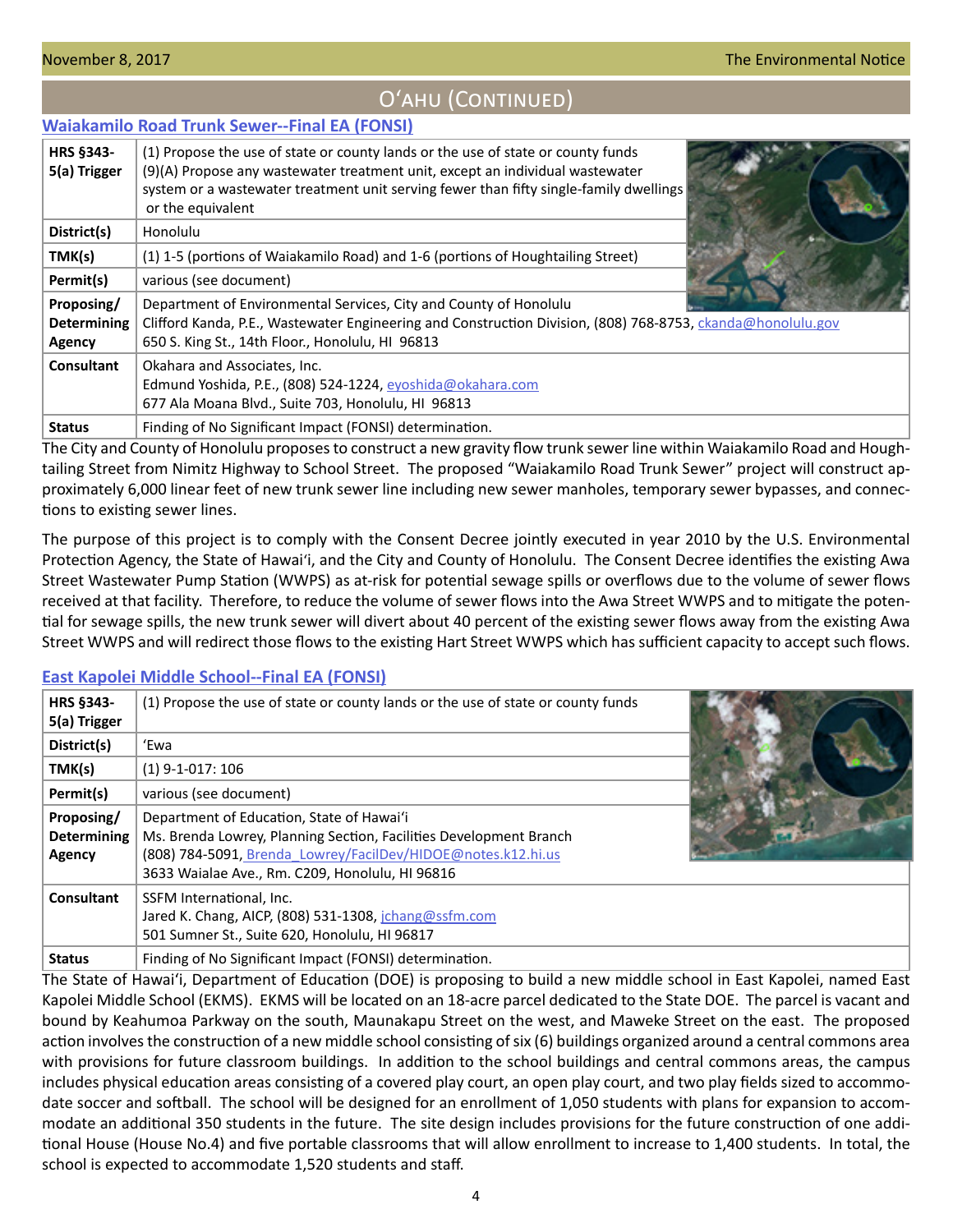## Oʻahu (Continued)

### Waiakamilo Road Trunk Sewer--Final EA (FONSI)

| | |
|---|---|
| **HRS §343-5(a) Trigger** | (1) Propose the use of state or county lands or the use of state or county funds<br>(9)(A) Propose any wastewater treatment unit, except an individual wastewater system or a wastewater treatment unit serving fewer than fifty single-family dwellings or the equivalent |
| **District(s)** | Honolulu |
| **TMK(s)** | (1) 1-5 (portions of Waiakamilo Road) and 1-6 (portions of Houghtailing Street) |
| **Permit(s)** | various (see document) |
| **Proposing/ Determining Agency** | Department of Environmental Services, City and County of Honolulu<br>Clifford Kanda, P.E., Wastewater Engineering and Construction Division, (808) 768-8753, ckanda@honolulu.gov<br>650 S. King St., 14th Floor., Honolulu, HI 96813 |
| **Consultant** | Okahara and Associates, Inc.<br>Edmund Yoshida, P.E., (808) 524-1224, eyoshida@okahara.com<br>677 Ala Moana Blvd., Suite 703, Honolulu, HI 96813 |
| **Status** | Finding of No Significant Impact (FONSI) determination. |

The City and County of Honolulu proposes to construct a new gravity flow trunk sewer line within Waiakamilo Road and Houghtailing Street from Nimitz Highway to School Street. The proposed "Waiakamilo Road Trunk Sewer" project will construct approximately 6,000 linear feet of new trunk sewer line including new sewer manholes, temporary sewer bypasses, and connections to existing sewer lines.

The purpose of this project is to comply with the Consent Decree jointly executed in year 2010 by the U.S. Environmental Protection Agency, the State of Hawaiʻi, and the City and County of Honolulu. The Consent Decree identifies the existing Awa Street Wastewater Pump Station (WWPS) as at-risk for potential sewage spills or overflows due to the volume of sewer flows received at that facility. Therefore, to reduce the volume of sewer flows into the Awa Street WWPS and to mitigate the potential for sewage spills, the new trunk sewer will divert about 40 percent of the existing sewer flows away from the existing Awa Street WWPS and will redirect those flows to the existing Hart Street WWPS which has sufficient capacity to accept such flows.

### East Kapolei Middle School--Final EA (FONSI)

| | |
|---|---|
| **HRS §343-5(a) Trigger** | (1) Propose the use of state or county lands or the use of state or county funds |
| **District(s)** | ʻEwa |
| **TMK(s)** | (1) 9-1-017: 106 |
| **Permit(s)** | various (see document) |
| **Proposing/ Determining Agency** | Department of Education, State of Hawaiʻi<br>Ms. Brenda Lowrey, Planning Section, Facilities Development Branch<br>(808) 784-5091, Brenda_Lowrey/FacilDev/HIDOE@notes.k12.hi.us<br>3633 Waialae Ave., Rm. C209, Honolulu, HI 96816 |
| **Consultant** | SSFM International, Inc.<br>Jared K. Chang, AICP, (808) 531-1308, jchang@ssfm.com<br>501 Sumner St., Suite 620, Honolulu, HI 96817 |
| **Status** | Finding of No Significant Impact (FONSI) determination. |

The State of Hawaiʻi, Department of Education (DOE) is proposing to build a new middle school in East Kapolei, named East Kapolei Middle School (EKMS). EKMS will be located on an 18-acre parcel dedicated to the State DOE. The parcel is vacant and bound by Keahumoa Parkway on the south, Maunakapu Street on the west, and Maweke Street on the east. The proposed action involves the construction of a new middle school consisting of six (6) buildings organized around a central commons area with provisions for future classroom buildings. In addition to the school buildings and central commons areas, the campus includes physical education areas consisting of a covered play court, an open play court, and two play fields sized to accommodate soccer and softball. The school will be designed for an enrollment of 1,050 students with plans for expansion to accommodate an additional 350 students in the future. The site design includes provisions for the future construction of one additional House (House No.4) and five portable classrooms that will allow enrollment to increase to 1,400 students. In total, the school is expected to accommodate 1,520 students and staff.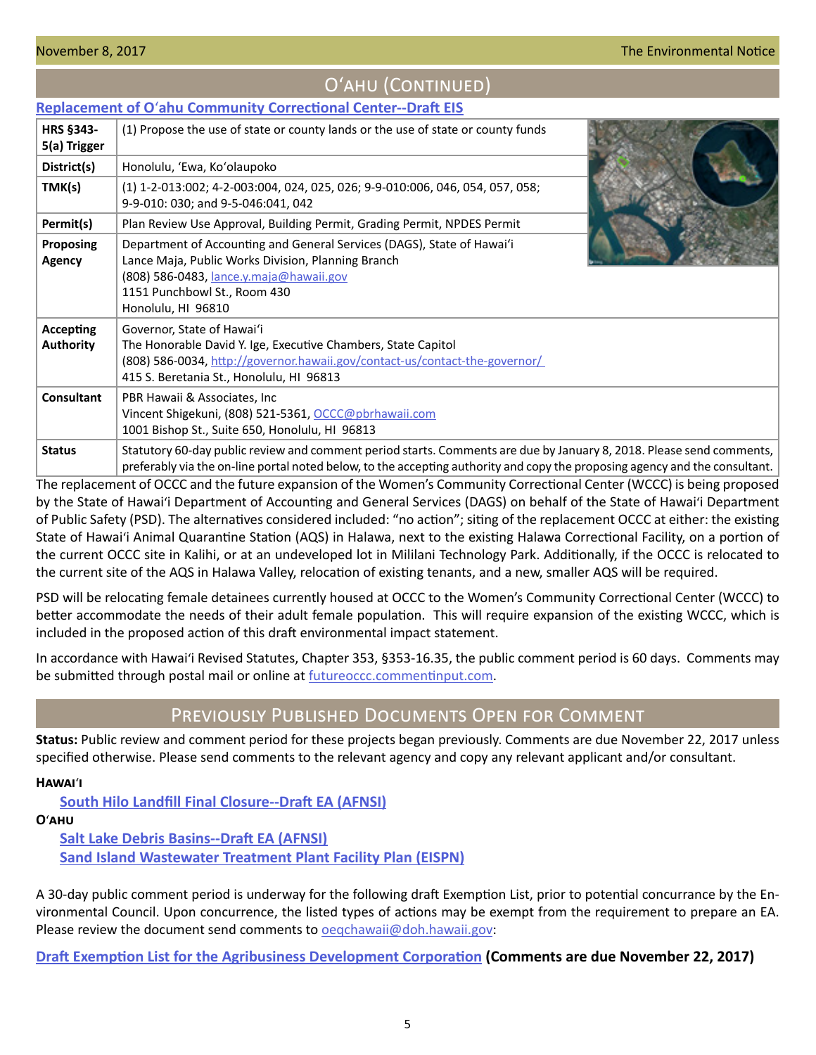## O'ahu (Continued)

### Replacement of O'ahu Community Correctional Center--Draft EIS

| | |
|---|---|
| **HRS §343-5(a) Trigger** | (1) Propose the use of state or county lands or the use of state or county funds |
| **District(s)** | Honolulu, 'Ewa, Ko'olaupoko |
| **TMK(s)** | (1) 1-2-013:002; 4-2-003:004, 024, 025, 026; 9-9-010:006, 046, 054, 057, 058; 9-9-010: 030; and 9-5-046:041, 042 |
| **Permit(s)** | Plan Review Use Approval, Building Permit, Grading Permit, NPDES Permit |
| **Proposing Agency** | Department of Accounting and General Services (DAGS), State of Hawai'i<br>Lance Maja, Public Works Division, Planning Branch<br>(808) 586-0483, lance.y.maja@hawaii.gov<br>1151 Punchbowl St., Room 430<br>Honolulu, HI 96810 |
| **Accepting Authority** | Governor, State of Hawai'i<br>The Honorable David Y. Ige, Executive Chambers, State Capitol<br>(808) 586-0034, http://governor.hawaii.gov/contact-us/contact-the-governor/<br>415 S. Beretania St., Honolulu, HI 96813 |
| **Consultant** | PBR Hawaii & Associates, Inc<br>Vincent Shigekuni, (808) 521-5361, OCCC@pbrhawaii.com<br>1001 Bishop St., Suite 650, Honolulu, HI 96813 |
| **Status** | Statutory 60-day public review and comment period starts. Comments are due by January 8, 2018. Please send comments, preferably via the on-line portal noted below, to the accepting authority and copy the proposing agency and the consultant. |

The replacement of OCCC and the future expansion of the Women's Community Correctional Center (WCCC) is being proposed by the State of Hawai'i Department of Accounting and General Services (DAGS) on behalf of the State of Hawai'i Department of Public Safety (PSD). The alternatives considered included: "no action"; siting of the replacement OCCC at either: the existing State of Hawai'i Animal Quarantine Station (AQS) in Halawa, next to the existing Halawa Correctional Facility, on a portion of the current OCCC site in Kalihi, or at an undeveloped lot in Mililani Technology Park. Additionally, if the OCCC is relocated to the current site of the AQS in Halawa Valley, relocation of existing tenants, and a new, smaller AQS will be required.

PSD will be relocating female detainees currently housed at OCCC to the Women's Community Correctional Center (WCCC) to better accommodate the needs of their adult female population. This will require expansion of the existing WCCC, which is included in the proposed action of this draft environmental impact statement.

In accordance with Hawai'i Revised Statutes, Chapter 353, §353-16.35, the public comment period is 60 days. Comments may be submitted through postal mail or online at futureoccc.commentinput.com.

## Previously Published Documents Open for Comment

**Status:** Public review and comment period for these projects began previously. Comments are due November 22, 2017 unless specified otherwise. Please send comments to the relevant agency and copy any relevant applicant and/or consultant.

**Hawai'i**

- South Hilo Landfill Final Closure--Draft EA (AFNSI)

**O'ahu**

- Salt Lake Debris Basins--Draft EA (AFNSI)
- Sand Island Wastewater Treatment Plant Facility Plan (EISPN)

A 30-day public comment period is underway for the following draft Exemption List, prior to potential concurrance by the Environmental Council. Upon concurrence, the listed types of actions may be exempt from the requirement to prepare an EA. Please review the document send comments to oeqchawaii@doh.hawaii.gov:

Draft Exemption List for the Agribusiness Development Corporation **(Comments are due November 22, 2017)**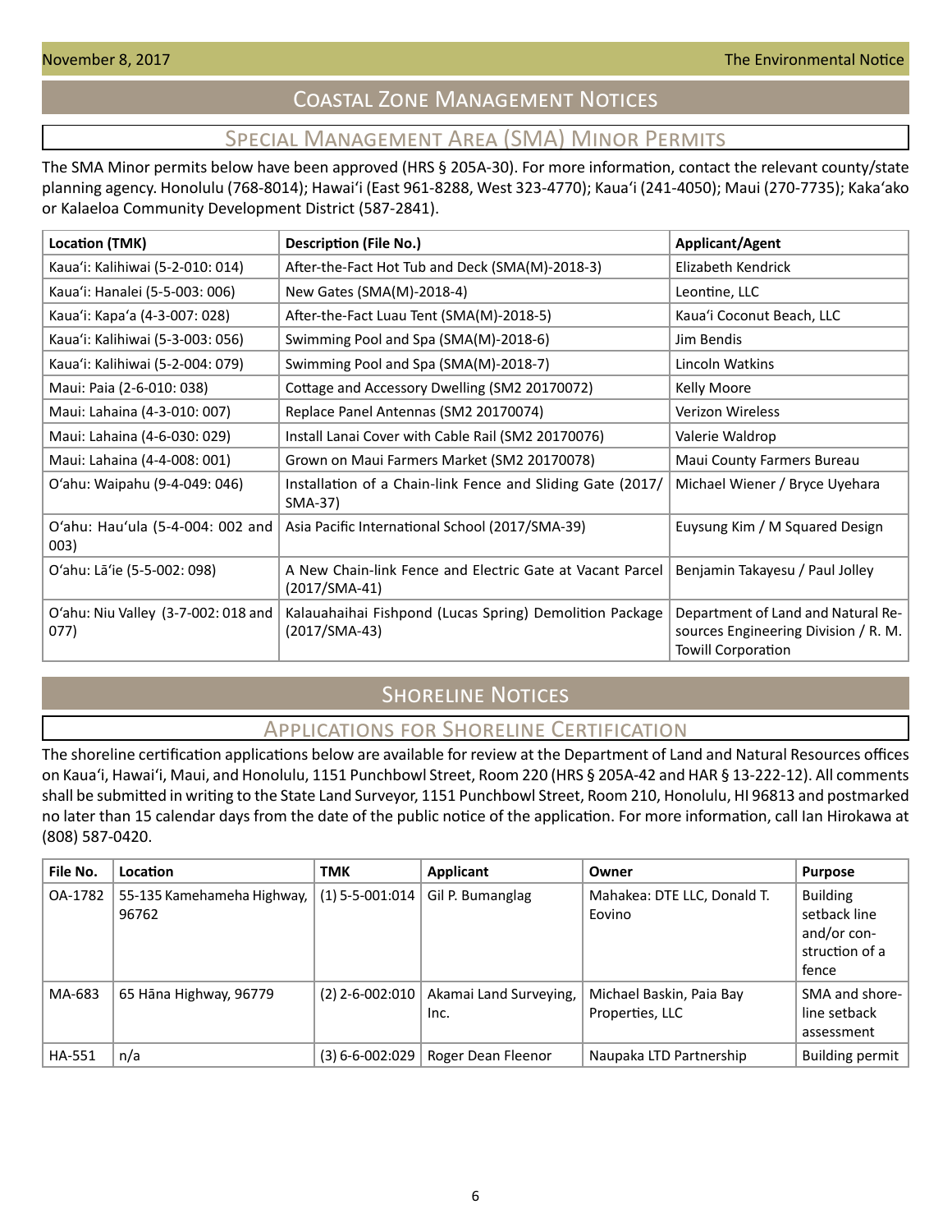# Coastal Zone Management Notices

## Special Management Area (SMA) Minor Permits

The SMA Minor permits below have been approved (HRS § 205A-30). For more information, contact the relevant county/state planning agency. Honolulu (768-8014); Hawaiʻi (East 961-8288, West 323-4770); Kauaʻi (241-4050); Maui (270-7735); Kakaʻako or Kalaeloa Community Development District (587-2841).

| Location (TMK) | Description (File No.) | Applicant/Agent |
|---|---|---|
| Kauaʻi: Kalihiwai (5-2-010: 014) | After-the-Fact Hot Tub and Deck (SMA(M)-2018-3) | Elizabeth Kendrick |
| Kauaʻi: Hanalei (5-5-003: 006) | New Gates (SMA(M)-2018-4) | Leontine, LLC |
| Kauaʻi: Kapaʻa (4-3-007: 028) | After-the-Fact Luau Tent (SMA(M)-2018-5) | Kauaʻi Coconut Beach, LLC |
| Kauaʻi: Kalihiwai (5-3-003: 056) | Swimming Pool and Spa (SMA(M)-2018-6) | Jim Bendis |
| Kauaʻi: Kalihiwai (5-2-004: 079) | Swimming Pool and Spa (SMA(M)-2018-7) | Lincoln Watkins |
| Maui: Paia (2-6-010: 038) | Cottage and Accessory Dwelling (SM2 20170072) | Kelly Moore |
| Maui: Lahaina (4-3-010: 007) | Replace Panel Antennas (SM2 20170074) | Verizon Wireless |
| Maui: Lahaina (4-6-030: 029) | Install Lanai Cover with Cable Rail (SM2 20170076) | Valerie Waldrop |
| Maui: Lahaina (4-4-008: 001) | Grown on Maui Farmers Market (SM2 20170078) | Maui County Farmers Bureau |
| Oʻahu: Waipahu (9-4-049: 046) | Installation of a Chain-link Fence and Sliding Gate (2017/SMA-37) | Michael Wiener / Bryce Uyehara |
| Oʻahu: Hauʻula (5-4-004: 002 and 003) | Asia Pacific International School (2017/SMA-39) | Euysung Kim / M Squared Design |
| Oʻahu: Lāʻie (5-5-002: 098) | A New Chain-link Fence and Electric Gate at Vacant Parcel (2017/SMA-41) | Benjamin Takayesu / Paul Jolley |
| Oʻahu: Niu Valley (3-7-002: 018 and 077) | Kalauahaihai Fishpond (Lucas Spring) Demolition Package (2017/SMA-43) | Department of Land and Natural Resources Engineering Division / R. M. Towill Corporation |

# Shoreline Notices

## Applications for Shoreline Certification

The shoreline certification applications below are available for review at the Department of Land and Natural Resources offices on Kauaʻi, Hawaiʻi, Maui, and Honolulu, 1151 Punchbowl Street, Room 220 (HRS § 205A-42 and HAR § 13-222-12). All comments shall be submitted in writing to the State Land Surveyor, 1151 Punchbowl Street, Room 210, Honolulu, HI 96813 and postmarked no later than 15 calendar days from the date of the public notice of the application. For more information, call Ian Hirokawa at (808) 587-0420.

| File No. | Location | TMK | Applicant | Owner | Purpose |
|---|---|---|---|---|---|
| OA-1782 | 55-135 Kamehameha Highway, 96762 | (1) 5-5-001:014 | Gil P. Bumanglag | Mahakea: DTE LLC, Donald T. Eovino | Building setback line and/or construction of a fence |
| MA-683 | 65 Hāna Highway, 96779 | (2) 2-6-002:010 | Akamai Land Surveying, Inc. | Michael Baskin, Paia Bay Properties, LLC | SMA and shoreline setback assessment |
| HA-551 | n/a | (3) 6-6-002:029 | Roger Dean Fleenor | Naupaka LTD Partnership | Building permit |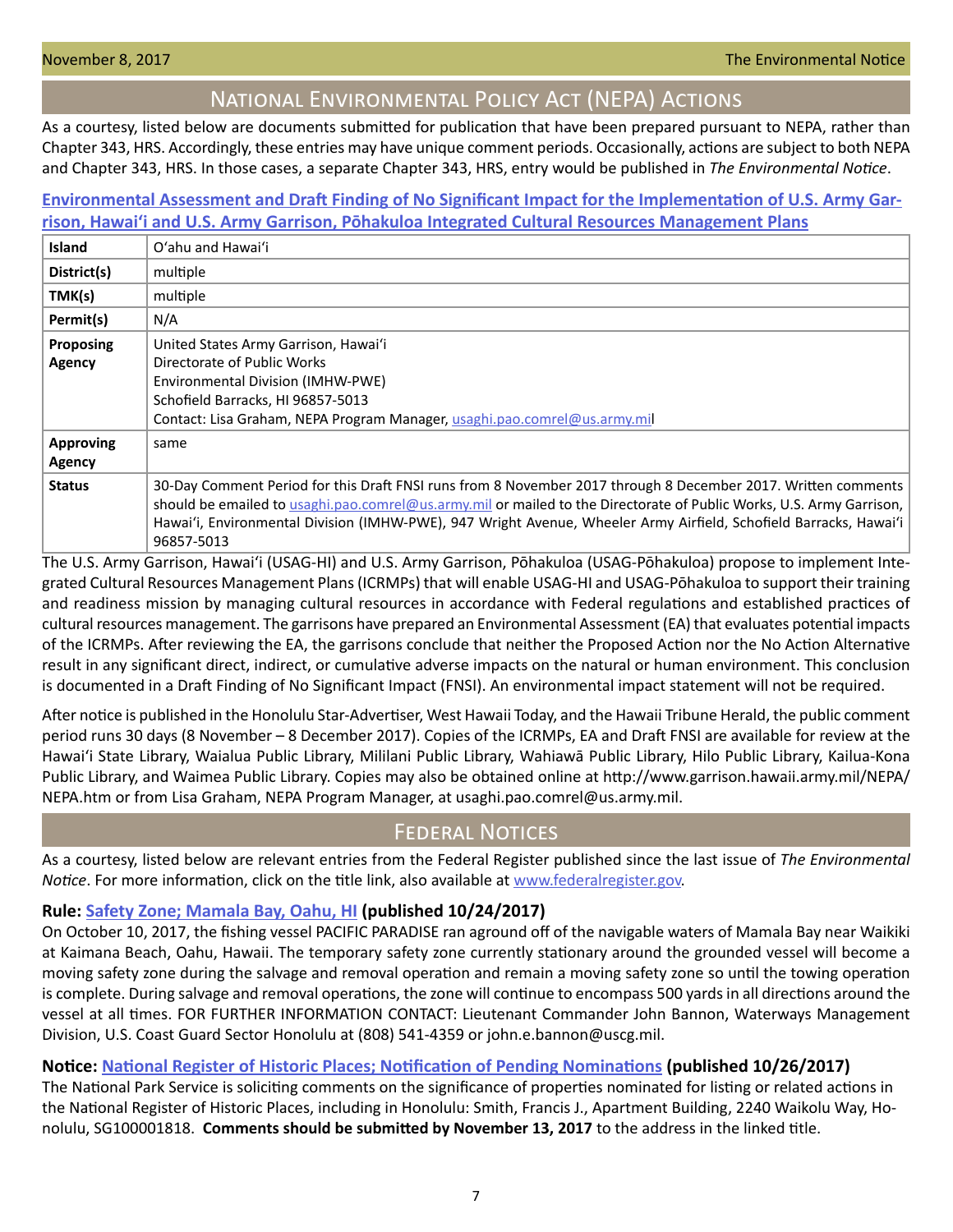## National Environmental Policy Act (NEPA) Actions

As a courtesy, listed below are documents submitted for publication that have been prepared pursuant to NEPA, rather than Chapter 343, HRS. Accordingly, these entries may have unique comment periods. Occasionally, actions are subject to both NEPA and Chapter 343, HRS. In those cases, a separate Chapter 343, HRS, entry would be published in *The Environmental Notice*.

### Environmental Assessment and Draft Finding of No Significant Impact for the Implementation of U.S. Army Garrison, Hawaiʻi and U.S. Army Garrison, Pōhakuloa Integrated Cultural Resources Management Plans

| | |
|---|---|
| **Island** | Oʻahu and Hawaiʻi |
| **District(s)** | multiple |
| **TMK(s)** | multiple |
| **Permit(s)** | N/A |
| **Proposing Agency** | United States Army Garrison, Hawaiʻi<br>Directorate of Public Works<br>Environmental Division (IMHW-PWE)<br>Schofield Barracks, HI 96857-5013<br>Contact: Lisa Graham, NEPA Program Manager, usaghi.pao.comrel@us.army.mil |
| **Approving Agency** | same |
| **Status** | 30-Day Comment Period for this Draft FNSI runs from 8 November 2017 through 8 December 2017. Written comments should be emailed to usaghi.pao.comrel@us.army.mil or mailed to the Directorate of Public Works, U.S. Army Garrison, Hawaiʻi, Environmental Division (IMHW-PWE), 947 Wright Avenue, Wheeler Army Airfield, Schofield Barracks, Hawaiʻi 96857-5013 |

The U.S. Army Garrison, Hawaiʻi (USAG-HI) and U.S. Army Garrison, Pōhakuloa (USAG-Pōhakuloa) propose to implement Integrated Cultural Resources Management Plans (ICRMPs) that will enable USAG-HI and USAG-Pōhakuloa to support their training and readiness mission by managing cultural resources in accordance with Federal regulations and established practices of cultural resources management. The garrisons have prepared an Environmental Assessment (EA) that evaluates potential impacts of the ICRMPs. After reviewing the EA, the garrisons conclude that neither the Proposed Action nor the No Action Alternative result in any significant direct, indirect, or cumulative adverse impacts on the natural or human environment. This conclusion is documented in a Draft Finding of No Significant Impact (FNSI). An environmental impact statement will not be required.

After notice is published in the Honolulu Star-Advertiser, West Hawaii Today, and the Hawaii Tribune Herald, the public comment period runs 30 days (8 November – 8 December 2017). Copies of the ICRMPs, EA and Draft FNSI are available for review at the Hawaiʻi State Library, Waialua Public Library, Mililani Public Library, Wahiawā Public Library, Hilo Public Library, Kailua-Kona Public Library, and Waimea Public Library. Copies may also be obtained online at http://www.garrison.hawaii.army.mil/NEPA/NEPA.htm or from Lisa Graham, NEPA Program Manager, at usaghi.pao.comrel@us.army.mil.

## Federal Notices

As a courtesy, listed below are relevant entries from the Federal Register published since the last issue of *The Environmental Notice*. For more information, click on the title link, also available at www.federalregister.gov.

### Rule: Safety Zone; Mamala Bay, Oahu, HI (published 10/24/2017)

On October 10, 2017, the fishing vessel PACIFIC PARADISE ran aground off of the navigable waters of Mamala Bay near Waikiki at Kaimana Beach, Oahu, Hawaii. The temporary safety zone currently stationary around the grounded vessel will become a moving safety zone during the salvage and removal operation and remain a moving safety zone so until the towing operation is complete. During salvage and removal operations, the zone will continue to encompass 500 yards in all directions around the vessel at all times. FOR FURTHER INFORMATION CONTACT: Lieutenant Commander John Bannon, Waterways Management Division, U.S. Coast Guard Sector Honolulu at (808) 541-4359 or john.e.bannon@uscg.mil.

### Notice: National Register of Historic Places; Notification of Pending Nominations (published 10/26/2017)

The National Park Service is soliciting comments on the significance of properties nominated for listing or related actions in the National Register of Historic Places, including in Honolulu: Smith, Francis J., Apartment Building, 2240 Waikolu Way, Honolulu, SG100001818. **Comments should be submitted by November 13, 2017** to the address in the linked title.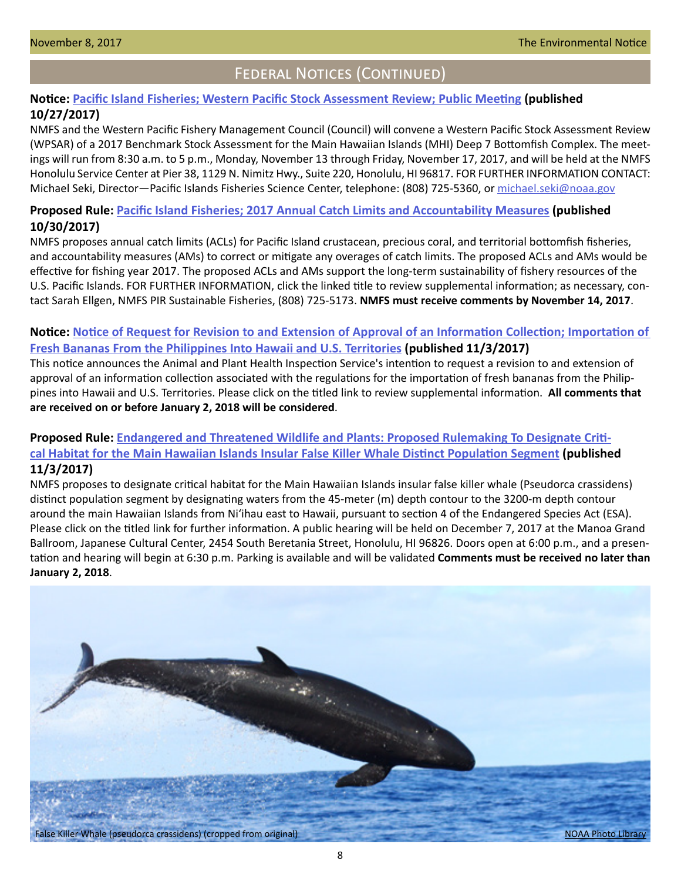## Federal Notices (Continued)

**Notice: Pacific Island Fisheries; Western Pacific Stock Assessment Review; Public Meeting (published 10/27/2017)**

NMFS and the Western Pacific Fishery Management Council (Council) will convene a Western Pacific Stock Assessment Review (WPSAR) of a 2017 Benchmark Stock Assessment for the Main Hawaiian Islands (MHI) Deep 7 Bottomfish Complex. The meetings will run from 8:30 a.m. to 5 p.m., Monday, November 13 through Friday, November 17, 2017, and will be held at the NMFS Honolulu Service Center at Pier 38, 1129 N. Nimitz Hwy., Suite 220, Honolulu, HI 96817. FOR FURTHER INFORMATION CONTACT: Michael Seki, Director—Pacific Islands Fisheries Science Center, telephone: (808) 725-5360, or michael.seki@noaa.gov

**Proposed Rule: Pacific Island Fisheries; 2017 Annual Catch Limits and Accountability Measures (published 10/30/2017)**

NMFS proposes annual catch limits (ACLs) for Pacific Island crustacean, precious coral, and territorial bottomfish fisheries, and accountability measures (AMs) to correct or mitigate any overages of catch limits. The proposed ACLs and AMs would be effective for fishing year 2017. The proposed ACLs and AMs support the long-term sustainability of fishery resources of the U.S. Pacific Islands. FOR FURTHER INFORMATION, click the linked title to review supplemental information; as necessary, contact Sarah Ellgen, NMFS PIR Sustainable Fisheries, (808) 725-5173. **NMFS must receive comments by November 14, 2017**.

**Notice: Notice of Request for Revision to and Extension of Approval of an Information Collection; Importation of Fresh Bananas From the Philippines Into Hawaii and U.S. Territories (published 11/3/2017)**

This notice announces the Animal and Plant Health Inspection Service's intention to request a revision to and extension of approval of an information collection associated with the regulations for the importation of fresh bananas from the Philippines into Hawaii and U.S. Territories. Please click on the titled link to review supplemental information. **All comments that are received on or before January 2, 2018 will be considered**.

**Proposed Rule: Endangered and Threatened Wildlife and Plants: Proposed Rulemaking To Designate Critical Habitat for the Main Hawaiian Islands Insular False Killer Whale Distinct Population Segment (published 11/3/2017)**

NMFS proposes to designate critical habitat for the Main Hawaiian Islands insular false killer whale (Pseudorca crassidens) distinct population segment by designating waters from the 45-meter (m) depth contour to the 3200-m depth contour around the main Hawaiian Islands from Ni'ihau east to Hawaii, pursuant to section 4 of the Endangered Species Act (ESA). Please click on the titled link for further information. A public hearing will be held on December 7, 2017 at the Manoa Grand Ballroom, Japanese Cultural Center, 2454 South Beretania Street, Honolulu, HI 96826. Doors open at 6:00 p.m., and a presentation and hearing will begin at 6:30 p.m. Parking is available and will be validated **Comments must be received no later than January 2, 2018**.

False Killer Whale (pseudorca crassidens) (cropped from original) NOAA Photo Library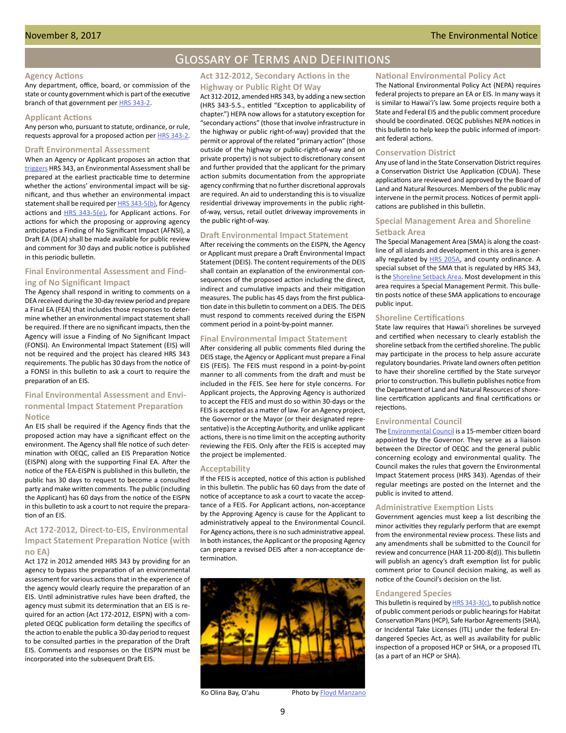# Glossary of Terms and Definitions

## Agency Actions

Any department, office, board, or commission of the state or county government which is part of the executive branch of that government per HRS 343-2.

## Applicant Actions

Any person who, pursuant to statute, ordinance, or rule, requests approval for a proposed action per HRS 343-2.

## Draft Environmental Assessment

When an Agency or Applicant proposes an action that triggers HRS 343, an Environmental Assessment shall be prepared at the earliest practicable time to determine whether the actions' environmental impact will be significant, and thus whether an environmental impact statement shall be required per HRS 343-5(b), for Agency actions and HRS 343-5(e), for Applicant actions. For actions for which the proposing or approving agency anticipates a Finding of No Significant Impact (AFNSI), a Draft EA (DEA) shall be made available for public review and comment for 30 days and public notice is published in this periodic bulletin.

## Final Environmental Assessment and Finding of No Significant Impact

The Agency shall respond in writing to comments on a DEA received during the 30-day review period and prepare a Final EA (FEA) that includes those responses to determine whether an environmental impact statement shall be required. If there are no significant impacts, then the Agency will issue a Finding of No Significant Impact (FONSI). An Environmental Impact Statement (EIS) will not be required and the project has cleared HRS 343 requirements. The public has 30 days from the notice of a FONSI in this bulletin to ask a court to require the preparation of an EIS.

## Final Environmental Assessment and Environmental Impact Statement Preparation Notice

An EIS shall be required if the Agency finds that the proposed action may have a significant effect on the environment. The Agency shall file notice of such determination with OEQC, called an EIS Preparation Notice (EISPN) along with the supporting Final EA. After the notice of the FEA-EISPN is published in this bulletin, the public has 30 days to request to become a consulted party and make written comments. The public (including the Applicant) has 60 days from the notice of the EISPN in this bulletin to ask a court to not require the preparation of an EIS.

## Act 172-2012, Direct-to-EIS, Environmental Impact Statement Preparation Notice (with no EA)

Act 172 in 2012 amended HRS 343 by providing for an agency to bypass the preparation of an environmental assessment for various actions that in the experience of the agency would clearly require the preparation of an EIS. Until administrative rules have been drafted, the agency must submit its determination that an EIS is required for an action (Act 172-2012, EISPN) with a completed OEQC publication form detailing the specifics of the action to enable the public a 30-day period to request to be consulted parties in the preparation of the Draft EIS. Comments and responses on the EISPN must be incorporated into the subsequent Draft EIS.

## Act 312-2012, Secondary Actions in the Highway or Public Right Of Way

Act 312-2012, amended HRS 343, by adding a new section (HRS 343-5.5., entitled "Exception to applicability of chapter.") HEPA now allows for a statutory exception for "secondary actions" (those that involve infrastructure in the highway or public right-of-way) provided that the permit or approval of the related "primary action" (those outside of the highway or public-right-of-way and on private property) is not subject to discretionary consent and further provided that the applicant for the primary action submits documentation from the appropriate agency confirming that no further discretional approvals are required. An aid to understanding this is to visualize residential driveway improvements in the public right-of-way, versus, retail outlet driveway improvements in the public right-of-way.

## Draft Environmental Impact Statement

After receiving the comments on the EISPN, the Agency or Applicant must prepare a Draft Environmental Impact Statement (DEIS). The content requirements of the DEIS shall contain an explanation of the environmental consequences of the proposed action including the direct, indirect and cumulative impacts and their mitigation measures. The public has 45 days from the first publication date in this bulletin to comment on a DEIS. The DEIS must respond to comments received during the EISPN comment period in a point-by-point manner.

## Final Environmental Impact Statement

After considering all public comments filed during the DEIS stage, the Agency or Applicant must prepare a Final EIS (FEIS). The FEIS must respond in a point-by-point manner to all comments from the draft and must be included in the FEIS. See here for style concerns. For Applicant projects, the Approving Agency is authorized to accept the FEIS and must do so within 30-days or the FEIS is accepted as a matter of law. For an Agency project, the Governor or the Mayor (or their designated representative) is the Accepting Authority, and unlike applicant actions, there is no time limit on the accepting authority reviewing the FEIS. Only after the FEIS is accepted may the project be implemented.

## Acceptability

If the FEIS is accepted, notice of this action is published in this bulletin. The public has 60 days from the date of notice of acceptance to ask a court to vacate the acceptance of a FEIS. For Applicant actions, non-acceptance by the Approving Agency is cause for the Applicant to administratively appeal to the Environmental Council. For Agency actions, there is no such administrative appeal. In both instances, the Applicant or the proposing Agency can prepare a revised DEIS after a non-acceptance determination.

Ko Olina Bay, O'ahu Photo by Floyd Manzano

## National Environmental Policy Act

The National Environmental Policy Act (NEPA) requires federal projects to prepare an EA or EIS. In many ways it is similar to Hawai'i's law. Some projects require both a State and Federal EIS and the public comment procedure should be coordinated. OEQC publishes NEPA notices in this bulletin to help keep the public informed of important federal actions.

## Conservation District

Any use of land in the State Conservation District requires a Conservation District Use Application (CDUA). These applications are reviewed and approved by the Board of Land and Natural Resources. Members of the public may intervene in the permit process. Notices of permit applications are published in this bulletin.

## Special Management Area and Shoreline Setback Area

The Special Management Area (SMA) is along the coastline of all islands and development in this area is generally regulated by HRS 205A, and county ordinance. A special subset of the SMA that is regulated by HRS 343, is the Shoreline Setback Area. Most development in this area requires a Special Management Permit. This bulletin posts notice of these SMA applications to encourage public input.

## Shoreline Certifications

State law requires that Hawai'i shorelines be surveyed and certified when necessary to clearly establish the shoreline setback from the certified shoreline. The public may participate in the process to help assure accurate regulatory boundaries. Private land owners often petition to have their shoreline certified by the State surveyor prior to construction. This bulletin publishes notice from the Department of Land and Natural Resources of shoreline certification applicants and final certifications or rejections.

## Environmental Council

The Environmental Council is a 15-member citizen board appointed by the Governor. They serve as a liaison between the Director of OEQC and the general public concerning ecology and environmental quality. The Council makes the rules that govern the Environmental Impact Statement process (HRS 343). Agendas of their regular meetings are posted on the Internet and the public is invited to attend.

## Administrative Exemption Lists

Government agencies must keep a list describing the minor activities they regularly perform that are exempt from the environmental review process. These lists and any amendments shall be submitted to the Council for review and concurrence (HAR 11-200-8(d)). This bulletin will publish an agency's draft exemption list for public comment prior to Council decision making, as well as notice of the Council's decision on the list.

## Endangered Species

This bulletin is required by HRS 343-3(c), to publish notice of public comment periods or public hearings for Habitat Conservation Plans (HCP), Safe Harbor Agreements (SHA), or Incidental Take Licenses (ITL) under the federal Endangered Species Act, as well as availability for public inspection of a proposed HCP or SHA, or a proposed ITL (as a part of an HCP or SHA).